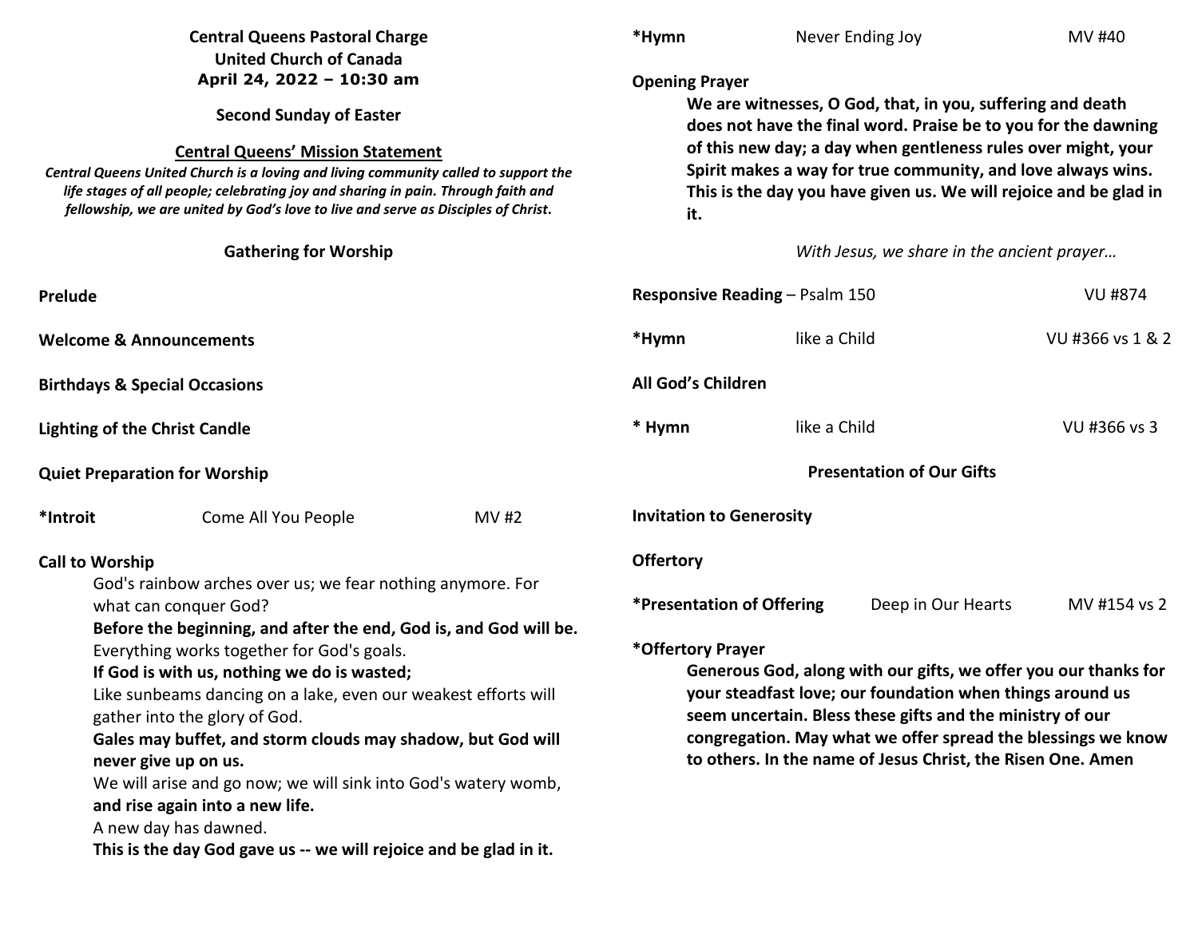**Central Queens Pastoral Charge**
**United Church of Canada**
**April 24, 2022 – 10:30 am**

**Second Sunday of Easter**

## Central Queens' Mission Statement

***Central Queens United Church is a loving and living community called to support the life stages of all people; celebrating joy and sharing in pain. Through faith and fellowship, we are united by God's love to live and serve as Disciples of Christ.***

## Gathering for Worship

**Prelude**

**Welcome & Announcements**

**Birthdays & Special Occasions**

**Lighting of the Christ Candle**

**Quiet Preparation for Worship**

**\*Introit** Come All You People MV #2

**Call to Worship**

God's rainbow arches over us; we fear nothing anymore. For what can conquer God?
**Before the beginning, and after the end, God is, and God will be.**
Everything works together for God's goals.
**If God is with us, nothing we do is wasted;**
Like sunbeams dancing on a lake, even our weakest efforts will gather into the glory of God.
**Gales may buffet, and storm clouds may shadow, but God will never give up on us.**
We will arise and go now; we will sink into God's watery womb,
**and rise again into a new life.**
A new day has dawned.
**This is the day God gave us -- we will rejoice and be glad in it.**

**\*Hymn** Never Ending Joy MV #40

**Opening Prayer**

**We are witnesses, O God, that, in you, suffering and death does not have the final word. Praise be to you for the dawning of this new day; a day when gentleness rules over might, your Spirit makes a way for true community, and love always wins. This is the day you have given us. We will rejoice and be glad in it.**

*With Jesus, we share in the ancient prayer…*

**Responsive Reading** – Psalm 150 VU #874

**\*Hymn** like a Child VU #366 vs 1 & 2

**All God's Children**

**\* Hymn** like a Child VU #366 vs 3

## Presentation of Our Gifts

**Invitation to Generosity**

**Offertory**

**\*Presentation of Offering** Deep in Our Hearts MV #154 vs 2

**\*Offertory Prayer**

**Generous God, along with our gifts, we offer you our thanks for your steadfast love; our foundation when things around us seem uncertain. Bless these gifts and the ministry of our congregation. May what we offer spread the blessings we know to others. In the name of Jesus Christ, the Risen One. Amen**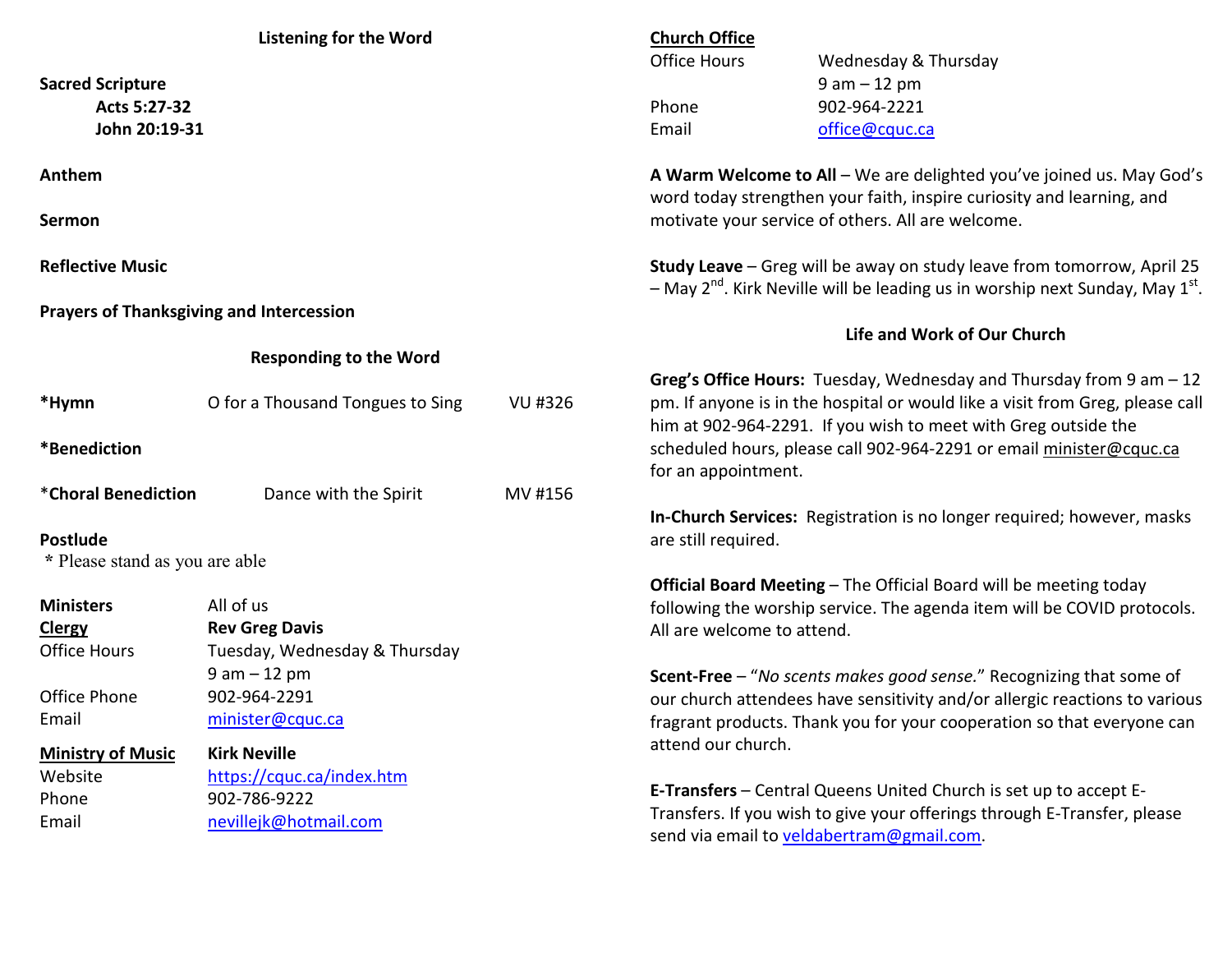## Listening for the Word

**Sacred Scripture**

**Acts 5:27-32**
**John 20:19-31**

**Anthem**

**Sermon**

**Reflective Music**

**Prayers of Thanksgiving and Intercession**

## Responding to the Word

**\*Hymn** O for a Thousand Tongues to Sing VU #326

**\*Benediction**

\***Choral Benediction** Dance with the Spirit MV #156

**Postlude**

\* Please stand as you are able

| | |
|---|---|
| **Ministers** | All of us |
| **Clergy** | **Rev Greg Davis** |
| Office Hours | Tuesday, Wednesday & Thursday<br>9 am – 12 pm |
| Office Phone | 902-964-2291 |
| Email | minister@cquc.ca |
| **Ministry of Music** | **Kirk Neville** |
| Website | https://cquc.ca/index.htm |
| Phone | 902-786-9222 |
| Email | nevillejk@hotmail.com |

**Church Office**

| | |
|---|---|
| Office Hours | Wednesday & Thursday<br>9 am – 12 pm |
| Phone | 902-964-2221 |
| Email | office@cquc.ca |

**A Warm Welcome to All** – We are delighted you've joined us. May God's word today strengthen your faith, inspire curiosity and learning, and motivate your service of others. All are welcome.

**Study Leave** – Greg will be away on study leave from tomorrow, April 25 – May 2nd. Kirk Neville will be leading us in worship next Sunday, May 1st.

## Life and Work of Our Church

**Greg's Office Hours:** Tuesday, Wednesday and Thursday from 9 am – 12 pm. If anyone is in the hospital or would like a visit from Greg, please call him at 902-964-2291. If you wish to meet with Greg outside the scheduled hours, please call 902-964-2291 or email minister@cquc.ca for an appointment.

**In-Church Services:** Registration is no longer required; however, masks are still required.

**Official Board Meeting** – The Official Board will be meeting today following the worship service. The agenda item will be COVID protocols. All are welcome to attend.

**Scent-Free** – "*No scents makes good sense.*" Recognizing that some of our church attendees have sensitivity and/or allergic reactions to various fragrant products. Thank you for your cooperation so that everyone can attend our church.

**E-Transfers** – Central Queens United Church is set up to accept E-Transfers. If you wish to give your offerings through E-Transfer, please send via email to veldabertram@gmail.com.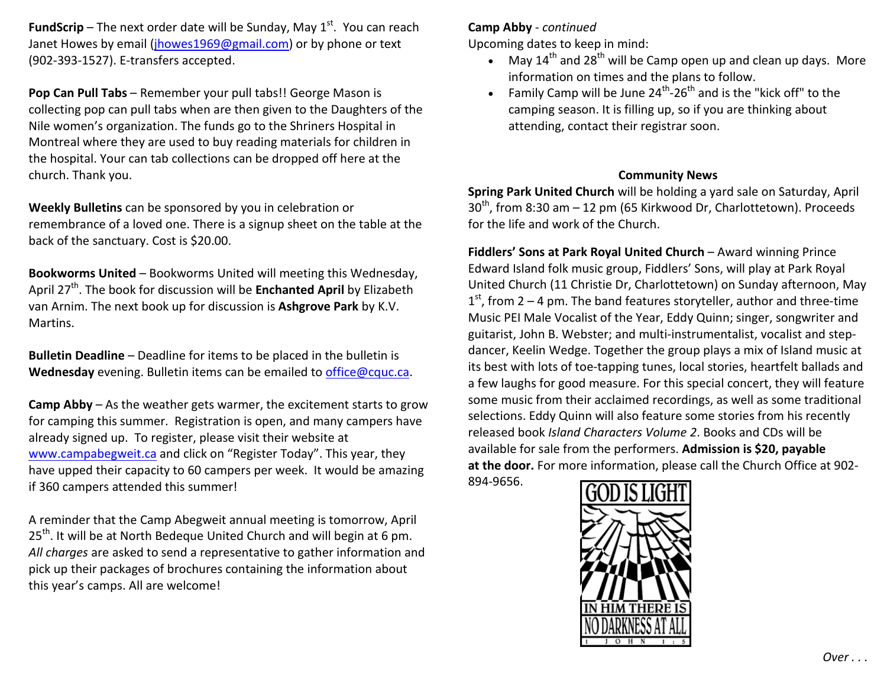**FundScrip** – The next order date will be Sunday, May 1st. You can reach Janet Howes by email (jhowes1969@gmail.com) or by phone or text (902-393-1527). E-transfers accepted.

**Pop Can Pull Tabs** – Remember your pull tabs!! George Mason is collecting pop can pull tabs when are then given to the Daughters of the Nile women's organization. The funds go to the Shriners Hospital in Montreal where they are used to buy reading materials for children in the hospital. Your can tab collections can be dropped off here at the church. Thank you.

**Weekly Bulletins** can be sponsored by you in celebration or remembrance of a loved one. There is a signup sheet on the table at the back of the sanctuary. Cost is $20.00.

**Bookworms United** – Bookworms United will meeting this Wednesday, April 27th. The book for discussion will be **Enchanted April** by Elizabeth van Arnim. The next book up for discussion is **Ashgrove Park** by K.V. Martins.

**Bulletin Deadline** – Deadline for items to be placed in the bulletin is **Wednesday** evening. Bulletin items can be emailed to office@cquc.ca.

**Camp Abby** – As the weather gets warmer, the excitement starts to grow for camping this summer. Registration is open, and many campers have already signed up. To register, please visit their website at www.campabegweit.ca and click on "Register Today". This year, they have upped their capacity to 60 campers per week. It would be amazing if 360 campers attended this summer!

A reminder that the Camp Abegweit annual meeting is tomorrow, April 25th. It will be at North Bedeque United Church and will begin at 6 pm. *All charges* are asked to send a representative to gather information and pick up their packages of brochures containing the information about this year's camps. All are welcome!

**Camp Abby** - *continued*

Upcoming dates to keep in mind:

- May 14th and 28th will be Camp open up and clean up days. More information on times and the plans to follow.
- Family Camp will be June 24th-26th and is the "kick off" to the camping season. It is filling up, so if you are thinking about attending, contact their registrar soon.

## Community News

**Spring Park United Church** will be holding a yard sale on Saturday, April 30th, from 8:30 am – 12 pm (65 Kirkwood Dr, Charlottetown). Proceeds for the life and work of the Church.

**Fiddlers' Sons at Park Royal United Church** – Award winning Prince Edward Island folk music group, Fiddlers' Sons, will play at Park Royal United Church (11 Christie Dr, Charlottetown) on Sunday afternoon, May 1st, from 2 – 4 pm. The band features storyteller, author and three-time Music PEI Male Vocalist of the Year, Eddy Quinn; singer, songwriter and guitarist, John B. Webster; and multi-instrumentalist, vocalist and step-dancer, Keelin Wedge. Together the group plays a mix of Island music at its best with lots of toe-tapping tunes, local stories, heartfelt ballads and a few laughs for good measure. For this special concert, they will feature some music from their acclaimed recordings, as well as some traditional selections. Eddy Quinn will also feature some stories from his recently released book *Island Characters Volume 2*. Books and CDs will be available for sale from the performers. **Admission is $20, payable at the door.** For more information, please call the Church Office at 902-894-9656.

GOD IS LIGHT
IN HIM THERE IS NO DARKNESS AT ALL
1 JOHN 1:5

*Over . . .*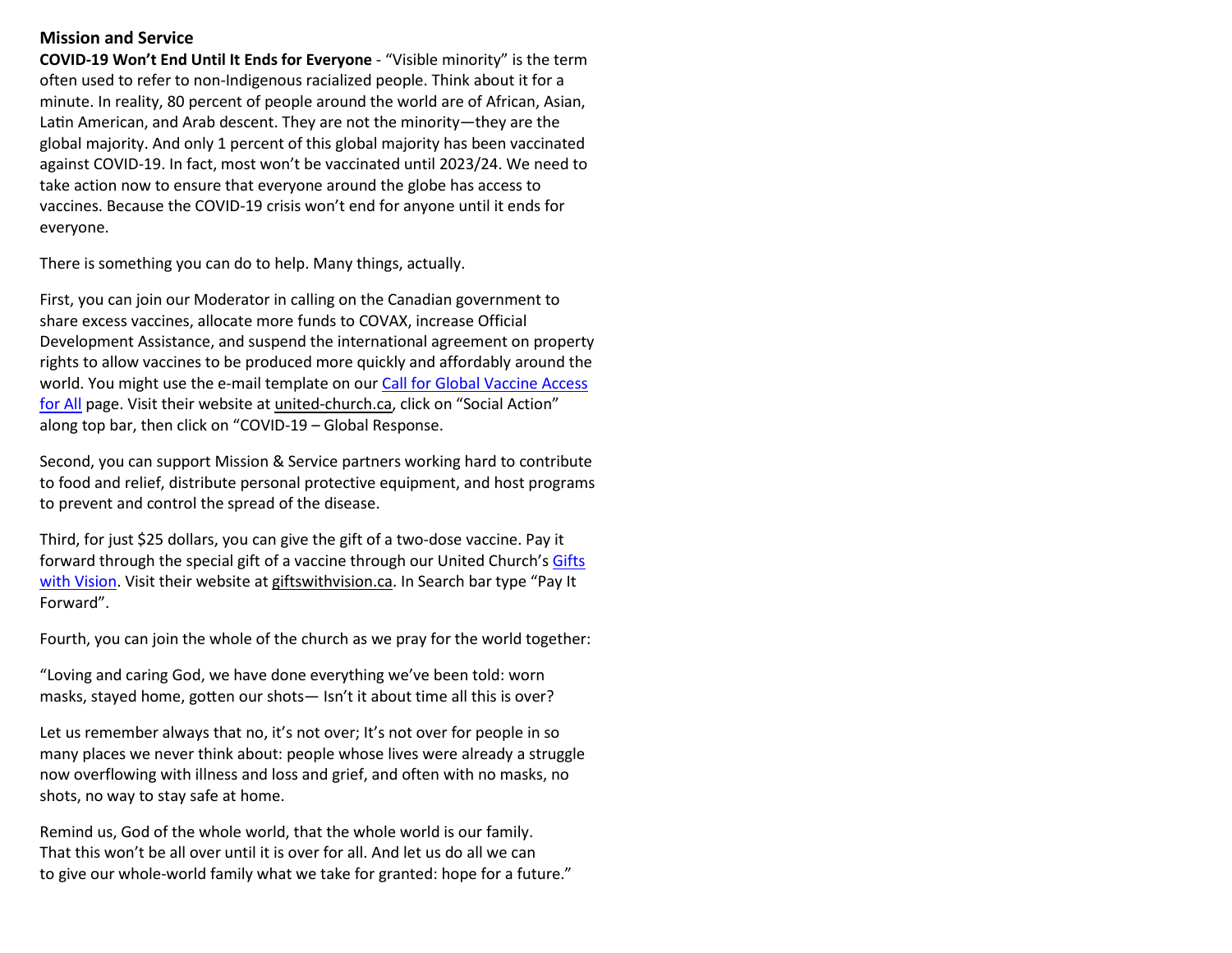## Mission and Service

**COVID-19 Won't End Until It Ends for Everyone** - "Visible minority" is the term often used to refer to non-Indigenous racialized people. Think about it for a minute. In reality, 80 percent of people around the world are of African, Asian, Latin American, and Arab descent. They are not the minority—they are the global majority. And only 1 percent of this global majority has been vaccinated against COVID-19. In fact, most won't be vaccinated until 2023/24. We need to take action now to ensure that everyone around the globe has access to vaccines. Because the COVID-19 crisis won't end for anyone until it ends for everyone.

There is something you can do to help. Many things, actually.

First, you can join our Moderator in calling on the Canadian government to share excess vaccines, allocate more funds to COVAX, increase Official Development Assistance, and suspend the international agreement on property rights to allow vaccines to be produced more quickly and affordably around the world. You might use the e-mail template on our Call for Global Vaccine Access for All page. Visit their website at united-church.ca, click on "Social Action" along top bar, then click on "COVID-19 – Global Response.

Second, you can support Mission & Service partners working hard to contribute to food and relief, distribute personal protective equipment, and host programs to prevent and control the spread of the disease.

Third, for just $25 dollars, you can give the gift of a two-dose vaccine. Pay it forward through the special gift of a vaccine through our United Church's Gifts with Vision. Visit their website at giftswithvision.ca. In Search bar type "Pay It Forward".

Fourth, you can join the whole of the church as we pray for the world together:

"Loving and caring God, we have done everything we've been told: worn masks, stayed home, gotten our shots— Isn't it about time all this is over?

Let us remember always that no, it's not over; It's not over for people in so many places we never think about: people whose lives were already a struggle now overflowing with illness and loss and grief, and often with no masks, no shots, no way to stay safe at home.

Remind us, God of the whole world, that the whole world is our family.
That this won't be all over until it is over for all. And let us do all we can
to give our whole-world family what we take for granted: hope for a future."